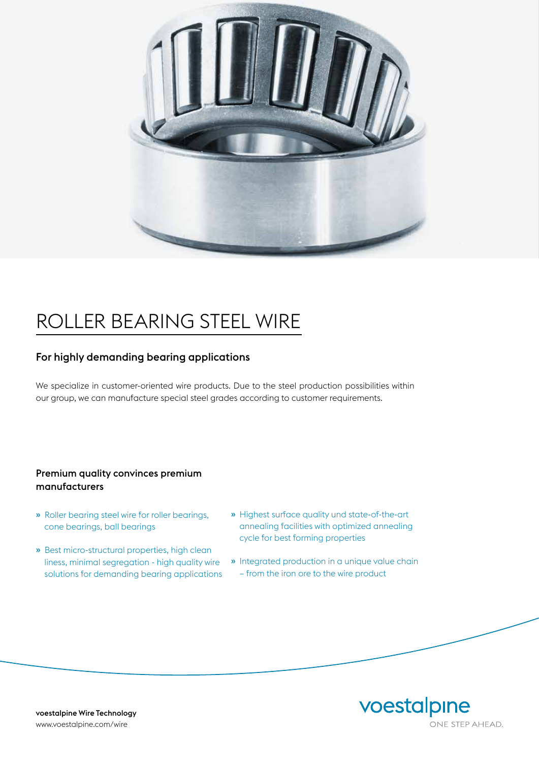# ROLLER BEARING STEEL WIRE

## For highly demanding bearing applications

We specialize in customer-oriented wire products. Due to the steel production possibilities within our group, we can manufacture special steel grades according to customer requirements.

### Premium quality convinces premium manufacturers

- Roller bearing steel wire for roller bearings, cone bearings, ball bearings
- Best micro-structural properties, high clean liness, minimal segregation - high quality wire solutions for demanding bearing applications
- Highest surface quality und state-of-the-art annealing facilities with optimized annealing cycle for best forming properties
- Integrated production in a unique value chain – from the iron ore to the wire product

**voestalpine Wire Technology**
www.voestalpine.com/wire

voestalpine
ONE STEP AHEAD.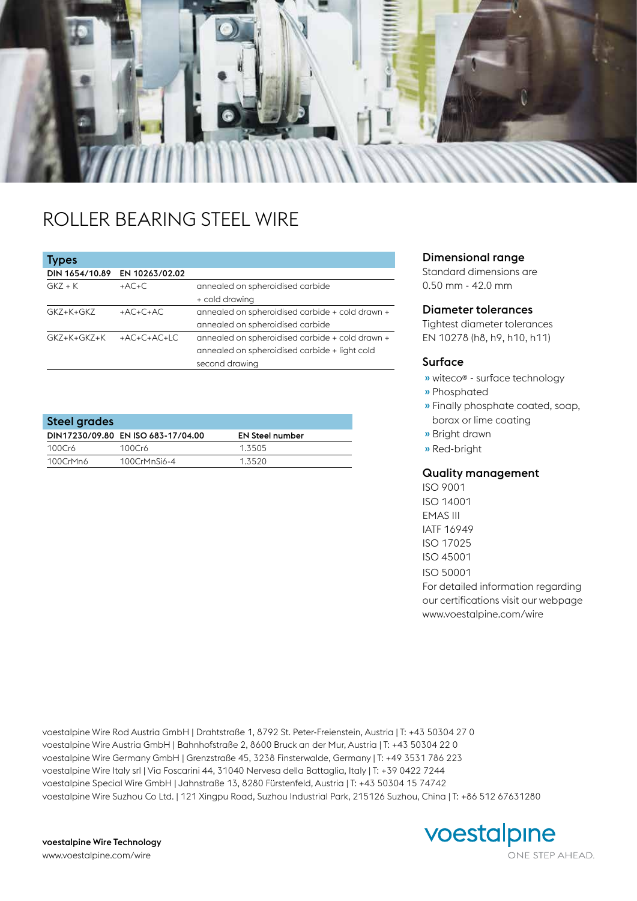# ROLLER BEARING STEEL WIRE

## Types

| DIN 1654/10.89 | EN 10263/02.02 | |
|---|---|---|
| GKZ + K | +AC+C | annealed on spheroidised carbide + cold drawing |
| GKZ+K+GKZ | +AC+C+AC | annealed on spheroidised carbide + cold drawn + annealed on spheroidised carbide |
| GKZ+K+GKZ+K | +AC+C+AC+LC | annealed on spheroidised carbide + cold drawn + annealed on spheroidised carbide + light cold second drawing |

## Steel grades

| DIN17230/09.80 | EN ISO 683-17/04.00 | EN Steel number |
|---|---|---|
| 100Cr6 | 100Cr6 | 1.3505 |
| 100CrMn6 | 100CrMnSi6-4 | 1.3520 |

### Dimensional range

Standard dimensions are
0.50 mm - 42.0 mm

### Diameter tolerances

Tightest diameter tolerances
EN 10278 (h8, h9, h10, h11)

### Surface

- » witeco® - surface technology
- » Phosphated
- » Finally phosphate coated, soap, borax or lime coating
- » Bright drawn
- » Red-bright

### Quality management

ISO 9001
ISO 14001
EMAS III
IATF 16949
ISO 17025
ISO 45001
ISO 50001
For detailed information regarding our certifications visit our webpage www.voestalpine.com/wire

voestalpine Wire Rod Austria GmbH | Drahtstraße 1, 8792 St. Peter-Freienstein, Austria | T: +43 50304 27 0
voestalpine Wire Austria GmbH | Bahnhofstraße 2, 8600 Bruck an der Mur, Austria | T: +43 50304 22 0
voestalpine Wire Germany GmbH | Grenzstraße 45, 3238 Finsterwalde, Germany | T: +49 3531 786 223
voestalpine Wire Italy srl | Via Foscarini 44, 31040 Nervesa della Battaglia, Italy | T: +39 0422 7244
voestalpine Special Wire GmbH | Jahnstraße 13, 8280 Fürstenfeld, Austria | T: +43 50304 15 74742
voestalpine Wire Suzhou Co Ltd. | 121 Xingpu Road, Suzhou Industrial Park, 215126 Suzhou, China | T: +86 512 67631280

**voestalpine Wire Technology**
www.voestalpine.com/wire

voestalpine
ONE STEP AHEAD.